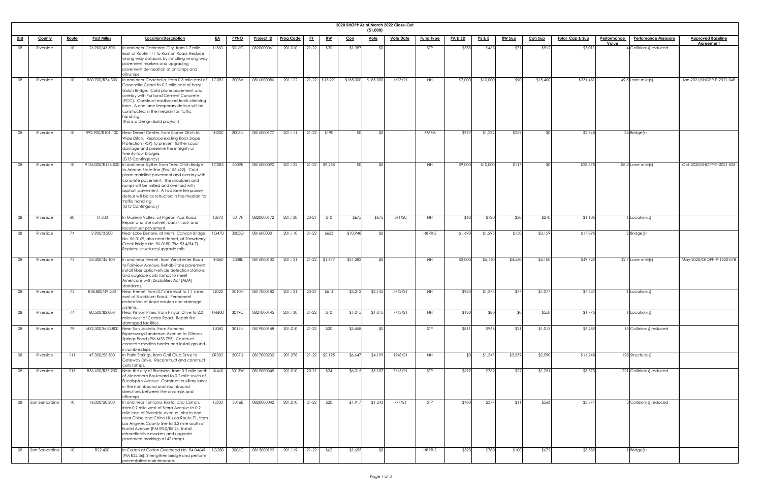# 2020 SHOPP As of March 2022 Close-Out

($1,000)

| Dist | County | Route | Post Miles | Location/Description | EA | PPNO | Project ID | Prog Code | FY | RW | Con | Vote | Vote Date | Fund Type | PA & ED | PS & E | RW Sup | Con Sup | Total Cap & Sup | Performance Value | Perfomance Measure | Approved Baseline Agreement |
|---|---|---|---|---|---|---|---|---|---|---|---|---|---|---|---|---|---|---|---|---|---|---|
| 08 | Riverside | 10 | 26.900/43.300 | In and near Cathedral City, from 1.7 mile east of Route 111 to Ramon Road. Reduce wrong-way collisions by installing wrong-way pavement markers and upgrading pavement delineation at onramps and offramps. | 1L360 | 3016G | 0820000061 | 201.010 | 21-22 | $20 | $1,387 | $0 | | STP | $558 | $463 | $71 | $512 | $3,011 | 4 | Collision(s) reduced | |
| 08 | Riverside | 10 | R60.700/R74.300 | In and near Coachella, from 0.3 mile east of Coachella Canal to 0.2 mile east of Hazy Gulch Bridge. Cold plane pavement and overlay with Portland Cement Concrete (PCC). Construct eastbound truck climbing lane. A one lane temporary detour will be constructed in the median for traffic handling. (This is a Design-Build project.) | 1C081 | 3008A | 0816000086 | 201.122 | 21-22 | $13,991 | $185,000 | $185,000 | 6/23/21 | NH | $7,000 | $10,000 | $90 | $15,400 | $231,481 | 49.5 | Lane mile(s) | Jan-2021/SHOPP-P-2021-04B |
| 08 | Riverside | 10 | R92.900/R101.100 | Near Desert Center, from Krume Ditch to Wide Ditch. Replace existing Rock Slope Protection (RSP) to prevent further scour damage and preserve the integrity of twenty-four bridges. (G13 Contingency) | 1H200 | 3008N | 0816000177 | 201.111 | 21-22 | $190 | $0 | $0 | | RMRA | $967 | $1,232 | $259 | $0 | $2,648 | 24 | Bridge(s) | |
| 08 | Riverside | 10 | R134.000/R156.500 | In and near Blythe, from Teed Ditch Bridge to Arizona State line (PM 156.492). Cold plane mainline pavement and overlay with concrete pavement. The shoulders and ramps will be milled and overlaid with asphalt pavement. A two lane temporary detour will be constructed in the median for traffic handling. (G13 Contingency) | 1C083 | 3009K | 0816000090 | 201.122 | 21-22 | $9,258 | $0 | $0 | | NH | $9,000 | $10,000 | $117 | $0 | $28,375 | 88.2 | Lane mile(s) | Oct-2020/SHOPP-P-2021-02B |
| 08 | Riverside | 60 | 14.300 | In Moreno Valley, at Pigeon Pass Road. Repair and line culvert, backfill soil, and reconstruct pavement. | 1L870 | 3017F | 0820000172 | 201.130 | 20-21 | $10 | $675 | $675 | 8/6/20 | NH | $60 | $120 | $30 | $210 | $1,105 | 1 | Location(s) | |
| 08 | Riverside | 74 | 2.900/3.200 | Near Lake Elsinore, at Morrill Canyon Bridge No. 56-0169; also near Hemet, at Strawberry Creek Bridge No. 56-0180 (PM 53.4/54.7). Replace structures/upgrade rails. | 1G470 | 3005Q | 0816000001 | 201.110 | 21-22 | $653 | $10,948 | $0 | | HBRR-S | $1,690 | $1,295 | $150 | $3,159 | $17,895 | 2 | Bridge(s) | |
| 08 | Riverside | 74 | 34.300/45.100 | In and near Hemet, from Winchester Road to Fairview Avenue. Rehabilitate pavement, install fiber optic/vehicle detection stations and upgrade curb ramps to meet Americans with Disabilities Act (ADA) standards. | 1H060 | 3008L | 0816000130 | 201.121 | 21-22 | $1,677 | $31,282 | $0 | | NH | $3,000 | $5,140 | $4,530 | $4,100 | $49,729 | 42.7 | Lane mile(s) | May-2020/SHOPP-P-1920-07B |
| 08 | Riverside | 74 | R48.800/49.200 | Near Hemet, from 0.7 mile east to 1.1 miles east of Blackburn Road. Permanent restoration of slope erosion and drainage systems. | 1J020 | 3010H | 0817000182 | 201.131 | 20-21 | $614 | $3,212 | $2,145 | 5/12/21 | NH | $983 | $1,374 | $77 | $1,077 | $7,337 | 1 | Location(s) | |
| 08 | Riverside | 74 | 80.500/82.000 | Near Pinyon Pines, from Pinyon Drive to 2.0 miles west of Carrizo Road. Repair fire damaged facilities. | 1M600 | 3019C | 0821000145 | 201.130 | 21-22 | $10 | $1,015 | $1,015 | 7/13/21 | NH | $120 | $80 | $0 | $550 | $1,775 | 1 | Location(s) | |
| 08 | Riverside | 79 | M32.300/M33.800 | Near San Jacinto, from Ramona Expressway/Sanderson Avenue to Gilman Springs Road (PM M33.793). Construct concrete median barrier and install ground-in rumble strips. | 1L080 | 3015N | 0819000148 | 201.010 | 21-22 | $20 | $3,458 | $0 | | STP | $811 | $966 | $21 | $1,013 | $6,289 | 15 | Collision(s) reduced | |
| 08 | Riverside | 111 | 47.300/55.300 | In Palm Springs, from Golf Club Drive to Gateway Drive. Reconstruct and construct curb ramps. | 0R302 | 3007U | 0817000230 | 201.378 | 21-22 | $2,125 | $6,647 | $4,199 | 12/8/21 | NH | $0 | $1,547 | $3,339 | $2,590 | $16,248 | 128 | Structure(s) | |
| 08 | Riverside | 215 | R36.600/R37.200 | Near the city of Riverside, from 0.2 mile north of Alessandro Boulevard to 0.2 mile south of Eucalyptus Avenue. Construct auxiliary lanes in the northbound and southbound directions between the onramps and offramps. | 1K460 | 3013W | 0819000045 | 201.010 | 20-21 | $24 | $6,015 | $5,107 | 7/15/21 | STP | $699 | $762 | $22 | $1,251 | $8,773 | 221 | Collision(s) reduced | |
| 08 | San Bernardino | 10 | 16.000/20.200 | In and near Fontana, Rialto, and Colton, from 0.2 mile west of Sierra Avenue to 0.2 mile east of Riverside Avenue; also in and near Chino and Chino Hills on Route 71, from Los Angeles County line to 0.2 mile south of Euclid Avenue (PM R0.0/R8.2). Install retroreflective markers and upgrade pavement markings at 42 ramps. | 1L330 | 3016E | 0820000042 | 201.010 | 21-22 | $20 | $1,917 | $1,243 | 7/7/21 | STP | $480 | $377 | $11 | $566 | $3,371 | 3 | Collision(s) reduced | |
| 08 | San Bernardino | 10 | R22.400 | In Colton at Colton Overhead No. 54-0464R (PM R22.36). Strengthen bridge and perform preventative maintenance. | 1G280 | 3006C | 0815000192 | 201.119 | 21-22 | $62 | $1,655 | $0 | | HBRR-S | $320 | $780 | $100 | $672 | $3,589 | 1 | Bridge(s) | |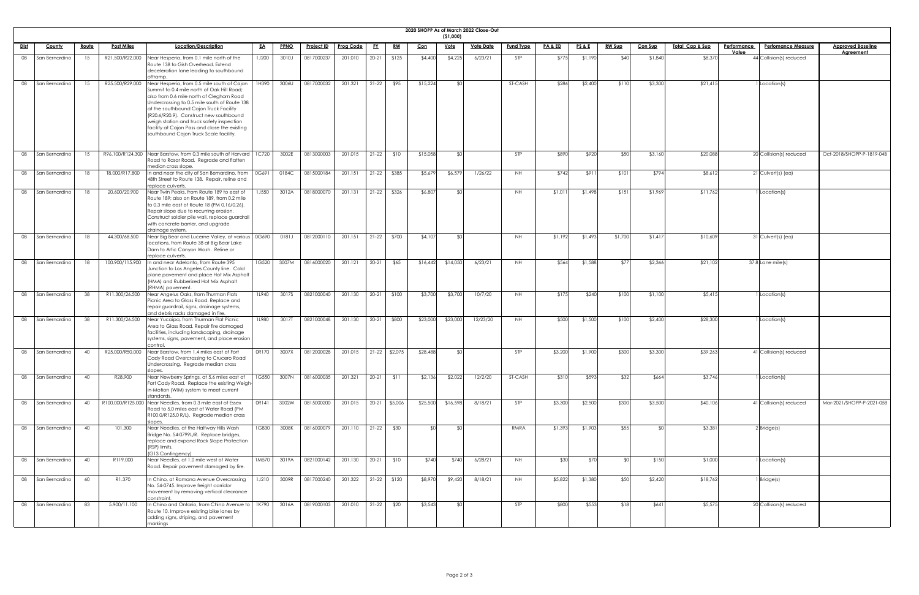## 2020 SHOPP As of March 2022 Close-Out

($1,000)

| Dist | County | Route | Post Miles | Location/Description | EA | PPNO | Project ID | Prog Code | FY | RW | Con | Vote | Vote Date | Fund Type | PA & ED | PS & E | RW Sup | Con Sup | Total Cap & Sup | Performance Value | Perfomance Measure | Approved Baseline Agreement |
|---|---|---|---|---|---|---|---|---|---|---|---|---|---|---|---|---|---|---|---|---|---|---|
| 08 | San Bernardino | 15 | R21.500/R22.000 | Near Hesperia, from 0.1 mile north of the Route 138 to Gish Overhead. Extend deceleration lane leading to southbound offramp. | 1J200 | 3010J | 0817000237 | 201.010 | 20-21 | $125 | $4,400 | $4,225 | 6/23/21 | STP | $775 | $1,190 | $40 | $1,840 | $8,370 | 44 | Collision(s) reduced | |
| 08 | San Bernardino | 15 | R25.500/R29.000 | Near Hesperia, from 0.5 mile south of Cajon Summit to 0.4 mile north of Oak Hill Road; also from 0.6 mile north of Cleghorn Road Undercrossing to 0.5 mile south of Route 138 at the southbound Cajon Truck Facility (R20.6/R20.9). Construct new southbound weigh station and truck safety inspection facility at Cajon Pass and close the existing southbound Cajon Truck Scale facility. | 1H390 | 3006U | 0817000032 | 201.321 | 21-22 | $95 | $15,224 | $0 | | ST-CASH | $286 | $2,400 | $110 | $3,300 | $21,415 | 1 | Location(s) | |
| 08 | San Bernardino | 15 | R96.100/R124.300 | Near Barstow, from 0.3 mile south of Harvard Road to Rasor Road. Regrade and flatten median cross slope. | 1C720 | 3002E | 0813000003 | 201.015 | 21-22 | $10 | $15,058 | $0 | | STP | $890 | $920 | $50 | $3,160 | $20,088 | 20 | Collision(s) reduced | Oct-2018/SHOPP-P-1819-04B |
| 08 | San Bernardino | 18 | T8.000/R17.800 | In and near the city of San Bernardino, from 48th Street to Route 138. Repair, reline and replace culverts. | 0G691 | 0184C | 0815000184 | 201.151 | 21-22 | $385 | $5,679 | $6,579 | 1/26/22 | NH | $742 | $911 | $101 | $794 | $8,612 | 21 | Culvert(s) (ea) | |
| 08 | San Bernardino | 18 | 20.600/20.900 | Near Twin Peaks, from Route 189 to east of Route 189; also on Route 189, from 0.2 mile to 0.3 mile east of Route 18 (PM 0.16/0.26). Repair slope due to recurring erosion. Construct soldier pile wall, replace guardrail with concrete barrier, and upgrade drainage system. | 1J550 | 3012A | 0818000070 | 201.131 | 21-22 | $326 | $6,807 | $0 | | NH | $1,011 | $1,498 | $151 | $1,969 | $11,762 | 1 | Location(s) | |
| 08 | San Bernardino | 18 | 44.300/68.500 | Near Big Bear and Lucerne Valley, at various locations, from Route 38 at Big Bear Lake Dam to Artic Canyon Wash. Reline or replace culverts. | 0G690 | 0181J | 0812000110 | 201.151 | 21-22 | $700 | $4,107 | $0 | | NH | $1,192 | $1,493 | $1,700 | $1,417 | $10,609 | 31 | Culvert(s) (ea) | |
| 08 | San Bernardino | 18 | 100.900/115.900 | In and near Adelanto, from Route 395 Junction to Los Angeles County line. Cold plane pavement and place Hot Mix Asphalt (HMA) and Rubberized Hot Mix Asphalt (RHMA) pavement. | 1G520 | 3007M | 0816000020 | 201.121 | 20-21 | $65 | $16,442 | $14,050 | 6/23/21 | NH | $564 | $1,588 | $77 | $2,366 | $21,102 | 37.8 | Lane mile(s) | |
| 08 | San Bernardino | 38 | R11.300/26.500 | Near Angelus Oaks, from Thurman Flats Picnic Area to Glass Road. Replace and repair guardrail, signs, drainage systems, and debris racks damaged in fire. | 1L940 | 3017S | 0821000040 | 201.130 | 20-21 | $100 | $3,700 | $3,700 | 10/7/20 | NH | $175 | $240 | $100 | $1,100 | $5,415 | 1 | Location(s) | |
| 08 | San Bernardino | 38 | R11.300/26.500 | Near Yucaipa, from Thurman Flat Picnic Area to Glass Road. Repair fire damaged facilities, including landscaping, drainage systems, signs, pavement, and place erosion control. | 1L980 | 3017T | 0821000048 | 201.130 | 20-21 | $800 | $23,000 | $23,000 | 12/23/20 | NH | $500 | $1,500 | $100 | $2,400 | $28,300 | 1 | Location(s) | |
| 08 | San Bernardino | 40 | R25.000/R50.000 | Near Barstow, from 1.4 miles east of Fort Cady Road Overcrossing to Crucero Road Undercrossing. Regrade median cross slopes. | 0R170 | 3007X | 0812000028 | 201.015 | 21-22 | $2,075 | $28,488 | $0 | | STP | $3,200 | $1,900 | $300 | $3,300 | $39,263 | 41 | Collision(s) reduced | |
| 08 | San Bernardino | 40 | R28.900 | Near Newberry Springs, at 5.6 miles east of Fort Cady Road. Replace the existing Weigh-in-Motion (WIM) system to meet current standards. | 1G550 | 3007N | 0816000035 | 201.321 | 20-21 | $11 | $2,136 | $2,022 | 12/2/20 | ST-CASH | $310 | $593 | $32 | $664 | $3,746 | 1 | Location(s) | |
| 08 | San Bernardino | 40 | R100.000/R125.000 | Near Needles, from 0.3 mile east of Essex Road to 5.0 miles east of Water Road (PM R100.0/R125.0 R/L). Regrade median cross slopes. | 0R141 | 3002W | 0815000200 | 201.015 | 20-21 | $5,006 | $25,500 | $16,598 | 8/18/21 | STP | $3,300 | $2,500 | $300 | $3,500 | $40,106 | 41 | Collision(s) reduced | Mar-2021/SHOPP-P-2021-05B |
| 08 | San Bernardino | 40 | 101.300 | Near Needles, at the Halfway Hills Wash Bridge No. 54-0799L/R. Replace bridges, replace and expand Rock Slope Protection (RSP) limits. (G13 Contingency) | 1G830 | 3008K | 0816000079 | 201.110 | 21-22 | $30 | $0 | $0 | | RMRA | $1,393 | $1,903 | $55 | $0 | $3,381 | 2 | Bridge(s) | |
| 08 | San Bernardino | 40 | R119.000 | Near Needles, at 1.0 mile west of Water Road. Repair pavement damaged by fire. | 1M570 | 3019A | 0821000142 | 201.130 | 20-21 | $10 | $740 | $740 | 6/28/21 | NH | $30 | $70 | $0 | $150 | $1,000 | 1 | Location(s) | |
| 08 | San Bernardino | 60 | R1.370 | In Chino, at Ramona Avenue Overcrossing No. 54-0745. Improve freight corridor movement by removing vertical clearance constraint. | 1J210 | 3009R | 0817000240 | 201.322 | 21-22 | $120 | $8,970 | $9,420 | 8/18/21 | NH | $5,822 | $1,380 | $50 | $2,420 | $18,762 | 1 | Bridge(s) | |
| 08 | San Bernardino | 83 | 5.900/11.100 | In Chino and Ontario, from Chino Avenue to Route 10. Improve existing bike lanes by adding signs, striping, and pavement markings | 1K790 | 3016A | 0819000103 | 201.010 | 21-22 | $20 | $3,543 | $0 | | STP | $800 | $553 | $18 | $641 | $5,575 | 20 | Collision(s) reduced | |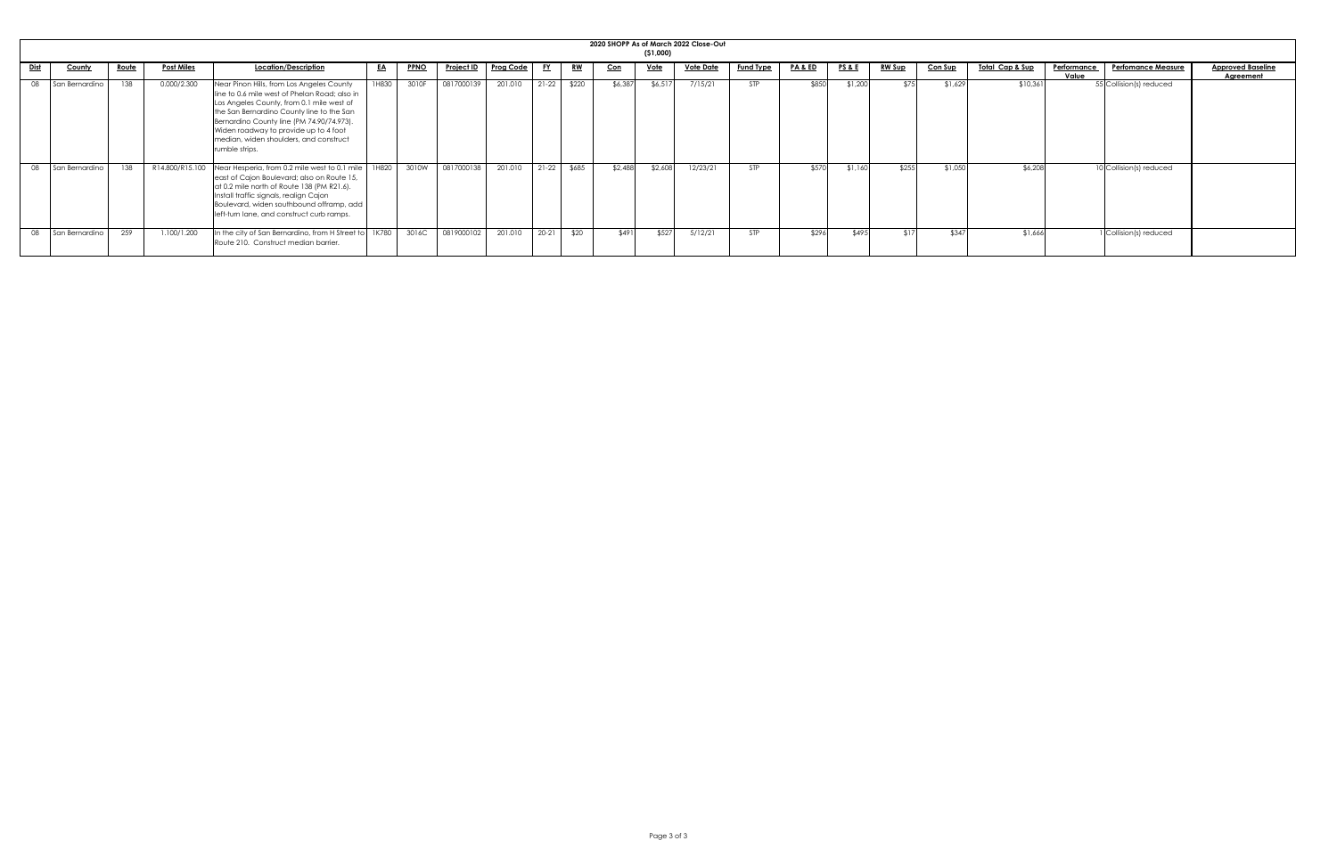## 2020 SHOPP As of March 2022 Close-Out
### ($1,000)

| Dist | County | Route | Post Miles | Location/Description | EA | PPNO | Project ID | Prog Code | FY | RW | Con | Vote | Vote Date | Fund Type | PA & ED | PS & E | RW Sup | Con Sup | Total Cap & Sup | Performance Value | Perfomance Measure | Approved Baseline Agreement |
|---|---|---|---|---|---|---|---|---|---|---|---|---|---|---|---|---|---|---|---|---|---|---|
| 08 | San Bernardino | 138 | 0.000/2.300 | Near Pinon Hills, from Los Angeles County line to 0.6 mile west of Phelan Road; also in Los Angeles County, from 0.1 mile west of the San Bernardino County line to the San Bernardino County line (PM 74.90/74.973). Widen roadway to provide up to 4 foot median, widen shoulders, and construct rumble strips. | 1H830 | 3010F | 0817000139 | 201.010 | 21-22 | $220 | $6,387 | $6,517 | 7/15/21 | STP | $850 | $1,200 | $75 | $1,629 | $10,361 | 55 | Collision(s) reduced | |
| 08 | San Bernardino | 138 | R14.800/R15.100 | Near Hesperia, from 0.2 mile west to 0.1 mile east of Cajon Boulevard; also on Route 15, at 0.2 mile north of Route 138 (PM R21.6). Install traffic signals, realign Cajon Boulevard, widen southbound offramp, add left-turn lane, and construct curb ramps. | 1H820 | 3010W | 0817000138 | 201.010 | 21-22 | $685 | $2,488 | $2,608 | 12/23/21 | STP | $570 | $1,160 | $255 | $1,050 | $6,208 | 10 | Collision(s) reduced | |
| 08 | San Bernardino | 259 | 1.100/1.200 | In the city of San Bernardino, from H Street to Route 210. Construct median barrier. | 1K780 | 3016C | 0819000102 | 201.010 | 20-21 | $20 | $491 | $527 | 5/12/21 | STP | $296 | $495 | $17 | $347 | $1,666 | 1 | Collision(s) reduced | |